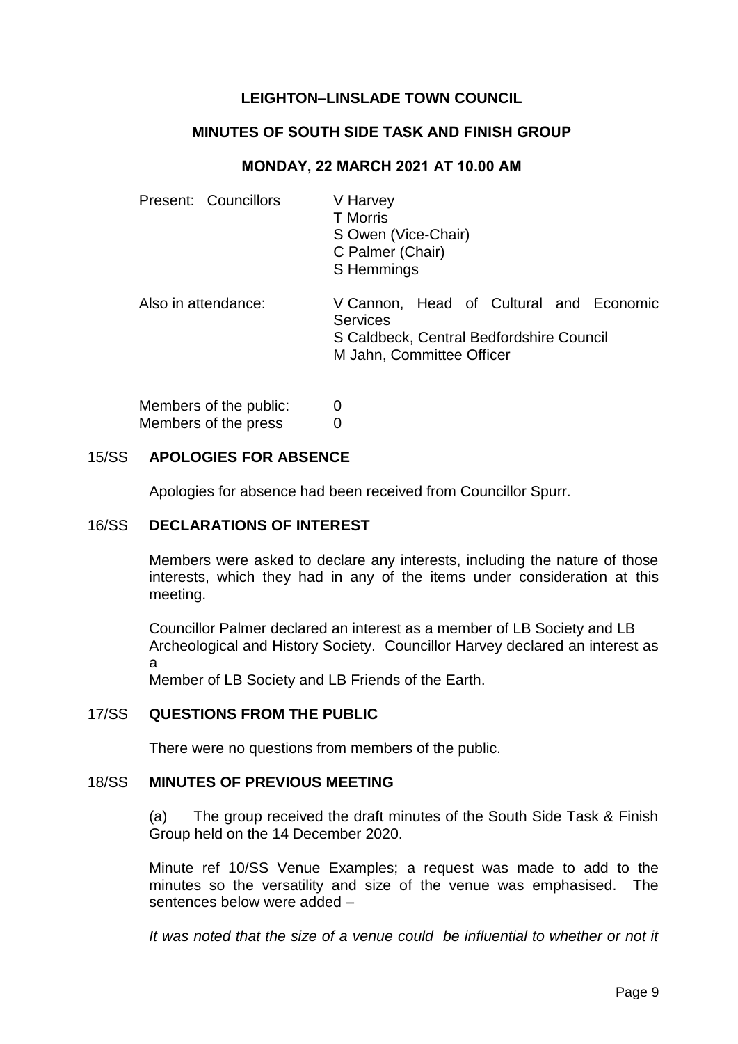# LEIGHTON–LINSLADE TOWN COUNCIL

## MINUTES OF SOUTH SIDE TASK AND FINISH GROUP

### MONDAY, 22 MARCH 2021 AT 10.00 AM

| | |
|---|---|
| Present: Councillors | V Harvey<br>T Morris<br>S Owen (Vice-Chair)<br>C Palmer (Chair)<br>S Hemmings |
| Also in attendance: | V Cannon, Head of Cultural and Economic Services<br>S Caldbeck, Central Bedfordshire Council<br>M Jahn, Committee Officer |

| | |
|---|---|
| Members of the public: | 0 |
| Members of the press | 0 |

**15/SS APOLOGIES FOR ABSENCE**

Apologies for absence had been received from Councillor Spurr.

**16/SS DECLARATIONS OF INTEREST**

Members were asked to declare any interests, including the nature of those interests, which they had in any of the items under consideration at this meeting.

Councillor Palmer declared an interest as a member of LB Society and LB Archeological and History Society. Councillor Harvey declared an interest as a
Member of LB Society and LB Friends of the Earth.

**17/SS QUESTIONS FROM THE PUBLIC**

There were no questions from members of the public.

**18/SS MINUTES OF PREVIOUS MEETING**

(a) The group received the draft minutes of the South Side Task & Finish Group held on the 14 December 2020.

Minute ref 10/SS Venue Examples; a request was made to add to the minutes so the versatility and size of the venue was emphasised. The sentences below were added –

*It was noted that the size of a venue could be influential to whether or not it*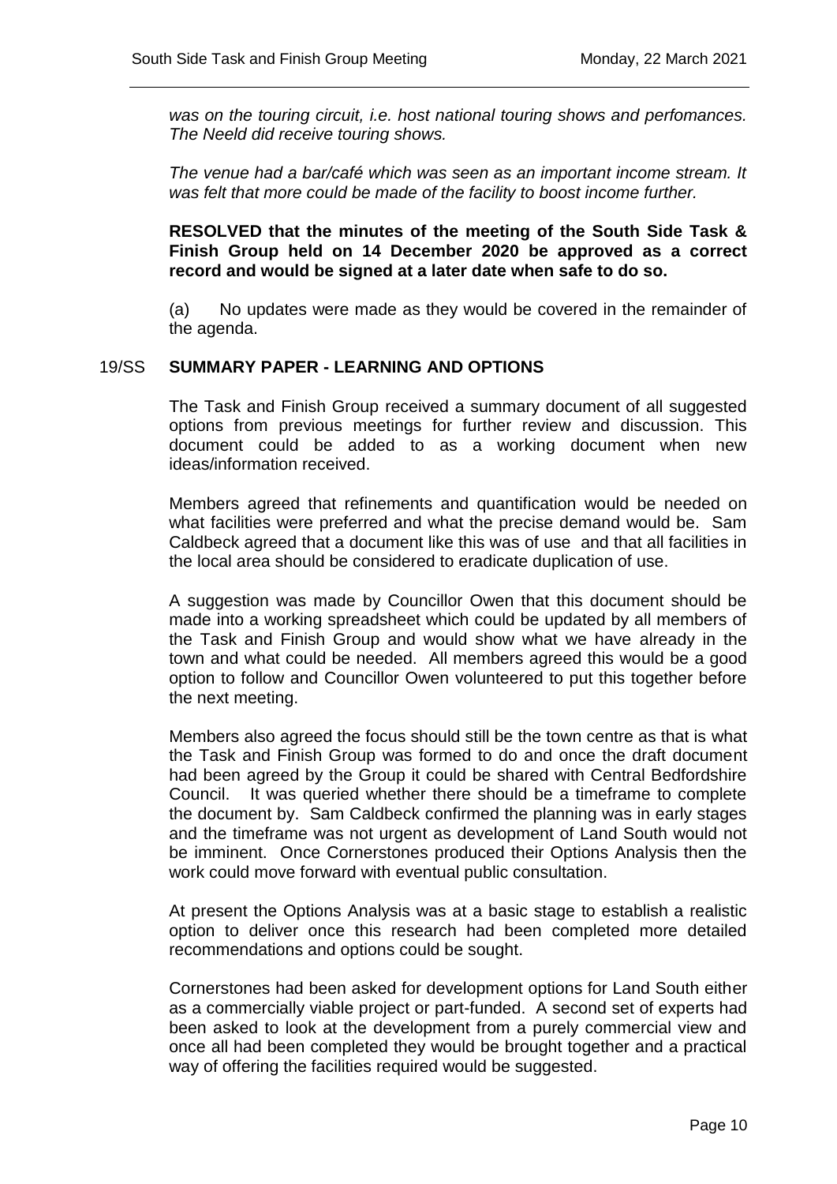*was on the touring circuit, i.e. host national touring shows and perfomances. The Neeld did receive touring shows.*

*The venue had a bar/café which was seen as an important income stream. It was felt that more could be made of the facility to boost income further.*

**RESOLVED that the minutes of the meeting of the South Side Task & Finish Group held on 14 December 2020 be approved as a correct record and would be signed at a later date when safe to do so.**

(a) No updates were made as they would be covered in the remainder of the agenda.

## 19/SS SUMMARY PAPER - LEARNING AND OPTIONS

The Task and Finish Group received a summary document of all suggested options from previous meetings for further review and discussion. This document could be added to as a working document when new ideas/information received.

Members agreed that refinements and quantification would be needed on what facilities were preferred and what the precise demand would be. Sam Caldbeck agreed that a document like this was of use and that all facilities in the local area should be considered to eradicate duplication of use.

A suggestion was made by Councillor Owen that this document should be made into a working spreadsheet which could be updated by all members of the Task and Finish Group and would show what we have already in the town and what could be needed. All members agreed this would be a good option to follow and Councillor Owen volunteered to put this together before the next meeting.

Members also agreed the focus should still be the town centre as that is what the Task and Finish Group was formed to do and once the draft document had been agreed by the Group it could be shared with Central Bedfordshire Council. It was queried whether there should be a timeframe to complete the document by. Sam Caldbeck confirmed the planning was in early stages and the timeframe was not urgent as development of Land South would not be imminent. Once Cornerstones produced their Options Analysis then the work could move forward with eventual public consultation.

At present the Options Analysis was at a basic stage to establish a realistic option to deliver once this research had been completed more detailed recommendations and options could be sought.

Cornerstones had been asked for development options for Land South either as a commercially viable project or part-funded. A second set of experts had been asked to look at the development from a purely commercial view and once all had been completed they would be brought together and a practical way of offering the facilities required would be suggested.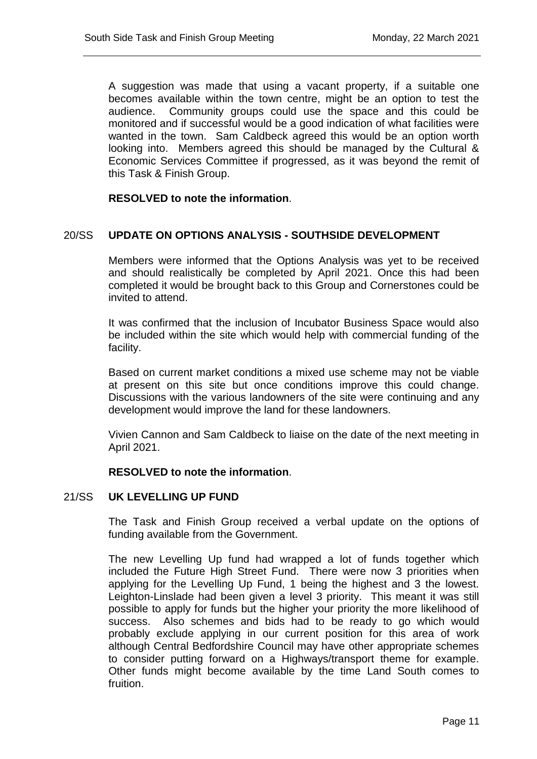A suggestion was made that using a vacant property, if a suitable one becomes available within the town centre, might be an option to test the audience. Community groups could use the space and this could be monitored and if successful would be a good indication of what facilities were wanted in the town. Sam Caldbeck agreed this would be an option worth looking into. Members agreed this should be managed by the Cultural & Economic Services Committee if progressed, as it was beyond the remit of this Task & Finish Group.

**RESOLVED to note the information**.

## 20/SS UPDATE ON OPTIONS ANALYSIS - SOUTHSIDE DEVELOPMENT

Members were informed that the Options Analysis was yet to be received and should realistically be completed by April 2021. Once this had been completed it would be brought back to this Group and Cornerstones could be invited to attend.

It was confirmed that the inclusion of Incubator Business Space would also be included within the site which would help with commercial funding of the facility.

Based on current market conditions a mixed use scheme may not be viable at present on this site but once conditions improve this could change. Discussions with the various landowners of the site were continuing and any development would improve the land for these landowners.

Vivien Cannon and Sam Caldbeck to liaise on the date of the next meeting in April 2021.

**RESOLVED to note the information**.

## 21/SS UK LEVELLING UP FUND

The Task and Finish Group received a verbal update on the options of funding available from the Government.

The new Levelling Up fund had wrapped a lot of funds together which included the Future High Street Fund. There were now 3 priorities when applying for the Levelling Up Fund, 1 being the highest and 3 the lowest. Leighton-Linslade had been given a level 3 priority. This meant it was still possible to apply for funds but the higher your priority the more likelihood of success. Also schemes and bids had to be ready to go which would probably exclude applying in our current position for this area of work although Central Bedfordshire Council may have other appropriate schemes to consider putting forward on a Highways/transport theme for example. Other funds might become available by the time Land South comes to fruition.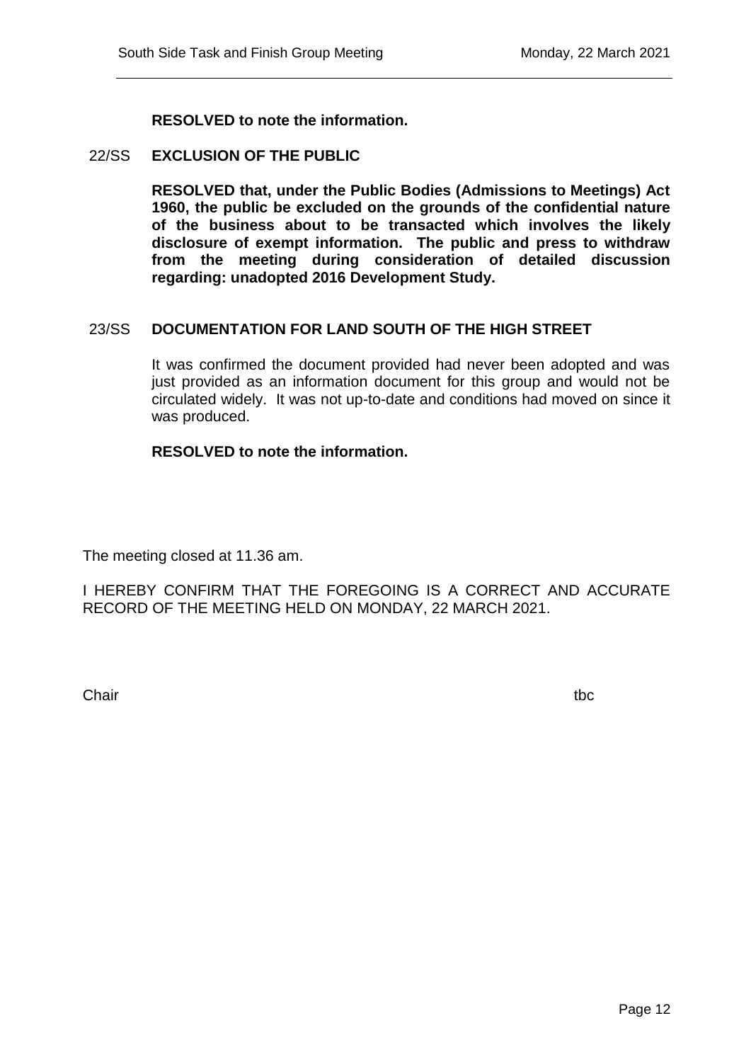**RESOLVED to note the information.**

22/SS **EXCLUSION OF THE PUBLIC**

**RESOLVED that, under the Public Bodies (Admissions to Meetings) Act 1960, the public be excluded on the grounds of the confidential nature of the business about to be transacted which involves the likely disclosure of exempt information. The public and press to withdraw from the meeting during consideration of detailed discussion regarding: unadopted 2016 Development Study.**

23/SS **DOCUMENTATION FOR LAND SOUTH OF THE HIGH STREET**

It was confirmed the document provided had never been adopted and was just provided as an information document for this group and would not be circulated widely. It was not up-to-date and conditions had moved on since it was produced.

**RESOLVED to note the information.**

The meeting closed at 11.36 am.

I HEREBY CONFIRM THAT THE FOREGOING IS A CORRECT AND ACCURATE RECORD OF THE MEETING HELD ON MONDAY, 22 MARCH 2021.

Chair tbc